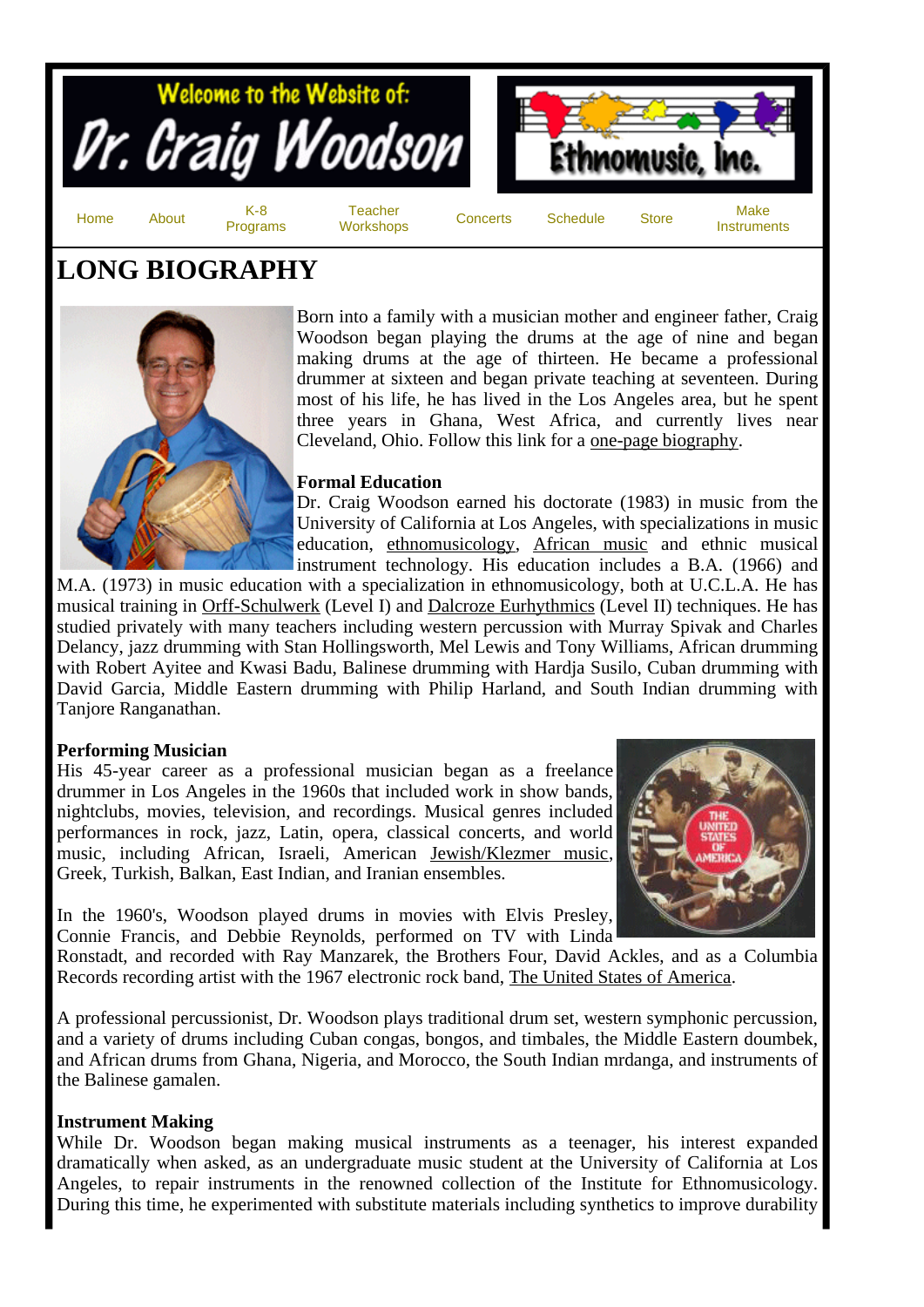Welcome to the Website of: Dr. Craig Woodson

Ethnomusic, Inc.

Home | About | K-8 Programs | Teacher Workshops | Concerts | Schedule | Store | Make Instruments

# LONG BIOGRAPHY

Born into a family with a musician mother and engineer father, Craig Woodson began playing the drums at the age of nine and began making drums at the age of thirteen. He became a professional drummer at sixteen and began private teaching at seventeen. During most of his life, he has lived in the Los Angeles area, but he spent three years in Ghana, West Africa, and currently lives near Cleveland, Ohio. Follow this link for a one-page biography.

**Formal Education**
Dr. Craig Woodson earned his doctorate (1983) in music from the University of California at Los Angeles, with specializations in music education, ethnomusicology, African music and ethnic musical instrument technology. His education includes a B.A. (1966) and M.A. (1973) in music education with a specialization in ethnomusicology, both at U.C.L.A. He has musical training in Orff-Schulwerk (Level I) and Dalcroze Eurhythmics (Level II) techniques. He has studied privately with many teachers including western percussion with Murray Spivak and Charles Delancy, jazz drumming with Stan Hollingsworth, Mel Lewis and Tony Williams, African drumming with Robert Ayitee and Kwasi Badu, Balinese drumming with Hardja Susilo, Cuban drumming with David Garcia, Middle Eastern drumming with Philip Harland, and South Indian drumming with Tanjore Ranganathan.

**Performing Musician**
His 45-year career as a professional musician began as a freelance drummer in Los Angeles in the 1960s that included work in show bands, nightclubs, movies, television, and recordings. Musical genres included performances in rock, jazz, Latin, opera, classical concerts, and world music, including African, Israeli, American Jewish/Klezmer music, Greek, Turkish, Balkan, East Indian, and Iranian ensembles.

In the 1960's, Woodson played drums in movies with Elvis Presley, Connie Francis, and Debbie Reynolds, performed on TV with Linda Ronstadt, and recorded with Ray Manzarek, the Brothers Four, David Ackles, and as a Columbia Records recording artist with the 1967 electronic rock band, The United States of America.

A professional percussionist, Dr. Woodson plays traditional drum set, western symphonic percussion, and a variety of drums including Cuban congas, bongos, and timbales, the Middle Eastern doumbek, and African drums from Ghana, Nigeria, and Morocco, the South Indian mrdanga, and instruments of the Balinese gamalen.

**Instrument Making**
While Dr. Woodson began making musical instruments as a teenager, his interest expanded dramatically when asked, as an undergraduate music student at the University of California at Los Angeles, to repair instruments in the renowned collection of the Institute for Ethnomusicology. During this time, he experimented with substitute materials including synthetics to improve durability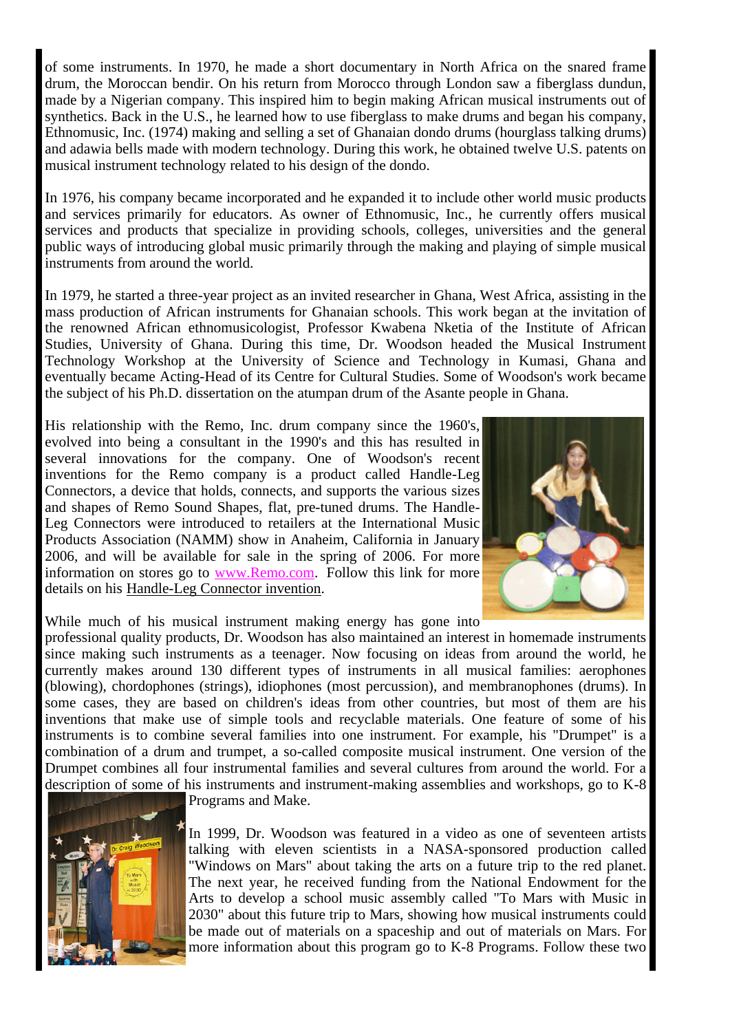of some instruments. In 1970, he made a short documentary in North Africa on the snared frame drum, the Moroccan bendir. On his return from Morocco through London saw a fiberglass dundun, made by a Nigerian company. This inspired him to begin making African musical instruments out of synthetics. Back in the U.S., he learned how to use fiberglass to make drums and began his company, Ethnomusic, Inc. (1974) making and selling a set of Ghanaian dondo drums (hourglass talking drums) and adawia bells made with modern technology. During this work, he obtained twelve U.S. patents on musical instrument technology related to his design of the dondo.

In 1976, his company became incorporated and he expanded it to include other world music products and services primarily for educators. As owner of Ethnomusic, Inc., he currently offers musical services and products that specialize in providing schools, colleges, universities and the general public ways of introducing global music primarily through the making and playing of simple musical instruments from around the world.

In 1979, he started a three-year project as an invited researcher in Ghana, West Africa, assisting in the mass production of African instruments for Ghanaian schools. This work began at the invitation of the renowned African ethnomusicologist, Professor Kwabena Nketia of the Institute of African Studies, University of Ghana. During this time, Dr. Woodson headed the Musical Instrument Technology Workshop at the University of Science and Technology in Kumasi, Ghana and eventually became Acting-Head of its Centre for Cultural Studies. Some of Woodson's work became the subject of his Ph.D. dissertation on the atumpan drum of the Asante people in Ghana.

His relationship with the Remo, Inc. drum company since the 1960's, evolved into being a consultant in the 1990's and this has resulted in several innovations for the company. One of Woodson's recent inventions for the Remo company is a product called Handle-Leg Connectors, a device that holds, connects, and supports the various sizes and shapes of Remo Sound Shapes, flat, pre-tuned drums. The Handle-Leg Connectors were introduced to retailers at the International Music Products Association (NAMM) show in Anaheim, California in January 2006, and will be available for sale in the spring of 2006. For more information on stores go to www.Remo.com. Follow this link for more details on his Handle-Leg Connector invention.

While much of his musical instrument making energy has gone into professional quality products, Dr. Woodson has also maintained an interest in homemade instruments since making such instruments as a teenager. Now focusing on ideas from around the world, he currently makes around 130 different types of instruments in all musical families: aerophones (blowing), chordophones (strings), idiophones (most percussion), and membranophones (drums). In some cases, they are based on children's ideas from other countries, but most of them are his inventions that make use of simple tools and recyclable materials. One feature of some of his instruments is to combine several families into one instrument. For example, his "Drumpet" is a combination of a drum and trumpet, a so-called composite musical instrument. One version of the Drumpet combines all four instrumental families and several cultures from around the world. For a description of some of his instruments and instrument-making assemblies and workshops, go to K-8 Programs and Make.

In 1999, Dr. Woodson was featured in a video as one of seventeen artists talking with eleven scientists in a NASA-sponsored production called "Windows on Mars" about taking the arts on a future trip to the red planet. The next year, he received funding from the National Endowment for the Arts to develop a school music assembly called "To Mars with Music in 2030" about this future trip to Mars, showing how musical instruments could be made out of materials on a spaceship and out of materials on Mars. For more information about this program go to K-8 Programs. Follow these two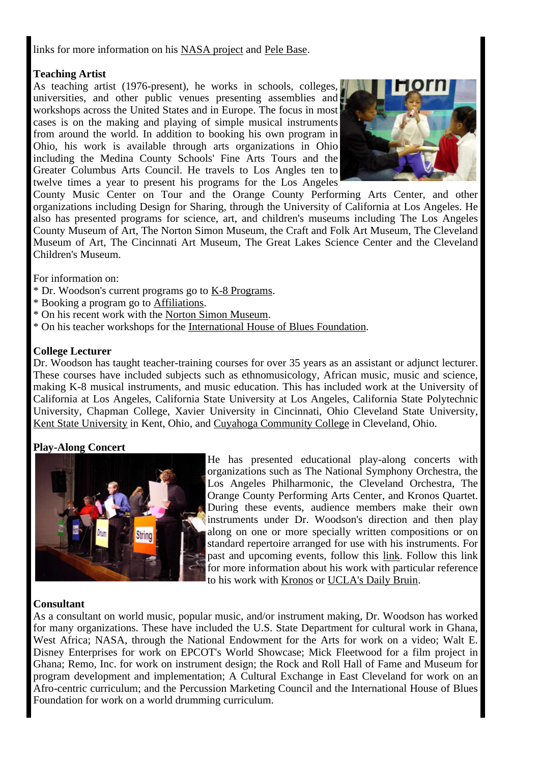links for more information on his NASA project and Pele Base.

**Teaching Artist**
As teaching artist (1976-present), he works in schools, colleges, universities, and other public venues presenting assemblies and workshops across the United States and in Europe. The focus in most cases is on the making and playing of simple musical instruments from around the world. In addition to booking his own program in Ohio, his work is available through arts organizations in Ohio including the Medina County Schools' Fine Arts Tours and the Greater Columbus Arts Council. He travels to Los Angles ten to twelve times a year to present his programs for the Los Angeles County Music Center on Tour and the Orange County Performing Arts Center, and other organizations including Design for Sharing, through the University of California at Los Angeles. He also has presented programs for science, art, and children's museums including The Los Angeles County Museum of Art, The Norton Simon Museum, the Craft and Folk Art Museum, The Cleveland Museum of Art, The Cincinnati Art Museum, The Great Lakes Science Center and the Cleveland Children's Museum.

For information on:
* Dr. Woodson's current programs go to K-8 Programs.
* Booking a program go to Affiliations.
* On his recent work with the Norton Simon Museum.
* On his teacher workshops for the International House of Blues Foundation.

**College Lecturer**
Dr. Woodson has taught teacher-training courses for over 35 years as an assistant or adjunct lecturer. These courses have included subjects such as ethnomusicology, African music, music and science, making K-8 musical instruments, and music education. This has included work at the University of California at Los Angeles, California State University at Los Angeles, California State Polytechnic University, Chapman College, Xavier University in Cincinnati, Ohio Cleveland State University, Kent State University in Kent, Ohio, and Cuyahoga Community College in Cleveland, Ohio.

**Play-Along Concert**
He has presented educational play-along concerts with organizations such as The National Symphony Orchestra, the Los Angeles Philharmonic, the Cleveland Orchestra, The Orange County Performing Arts Center, and Kronos Quartet. During these events, audience members make their own instruments under Dr. Woodson's direction and then play along on one or more specially written compositions or on standard repertoire arranged for use with his instruments. For past and upcoming events, follow this link. Follow this link for more information about his work with particular reference to his work with Kronos or UCLA's Daily Bruin.

**Consultant**
As a consultant on world music, popular music, and/or instrument making, Dr. Woodson has worked for many organizations. These have included the U.S. State Department for cultural work in Ghana, West Africa; NASA, through the National Endowment for the Arts for work on a video; Walt E. Disney Enterprises for work on EPCOT's World Showcase; Mick Fleetwood for a film project in Ghana; Remo, Inc. for work on instrument design; the Rock and Roll Hall of Fame and Museum for program development and implementation; A Cultural Exchange in East Cleveland for work on an Afro-centric curriculum; and the Percussion Marketing Council and the International House of Blues Foundation for work on a world drumming curriculum.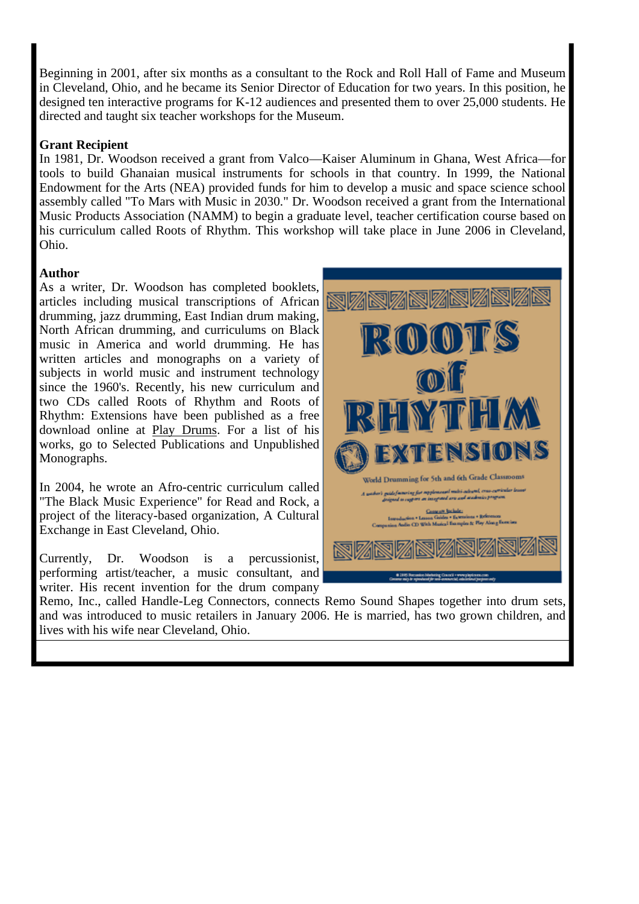Beginning in 2001, after six months as a consultant to the Rock and Roll Hall of Fame and Museum in Cleveland, Ohio, and he became its Senior Director of Education for two years. In this position, he designed ten interactive programs for K-12 audiences and presented them to over 25,000 students. He directed and taught six teacher workshops for the Museum.

**Grant Recipient**

In 1981, Dr. Woodson received a grant from Valco—Kaiser Aluminum in Ghana, West Africa—for tools to build Ghanaian musical instruments for schools in that country. In 1999, the National Endowment for the Arts (NEA) provided funds for him to develop a music and space science school assembly called "To Mars with Music in 2030." Dr. Woodson received a grant from the International Music Products Association (NAMM) to begin a graduate level, teacher certification course based on his curriculum called Roots of Rhythm. This workshop will take place in June 2006 in Cleveland, Ohio.

**Author**

As a writer, Dr. Woodson has completed booklets, articles including musical transcriptions of African drumming, jazz drumming, East Indian drum making, North African drumming, and curriculums on Black music in America and world drumming. He has written articles and monographs on a variety of subjects in world music and instrument technology since the 1960's. Recently, his new curriculum and two CDs called Roots of Rhythm and Roots of Rhythm: Extensions have been published as a free download online at Play Drums. For a list of his works, go to Selected Publications and Unpublished Monographs.

In 2004, he wrote an Afro-centric curriculum called "The Black Music Experience" for Read and Rock, a project of the literacy-based organization, A Cultural Exchange in East Cleveland, Ohio.

Currently, Dr. Woodson is a percussionist, performing artist/teacher, a music consultant, and writer. His recent invention for the drum company Remo, Inc., called Handle-Leg Connectors, connects Remo Sound Shapes together into drum sets, and was introduced to music retailers in January 2006. He is married, has two grown children, and lives with his wife near Cleveland, Ohio.